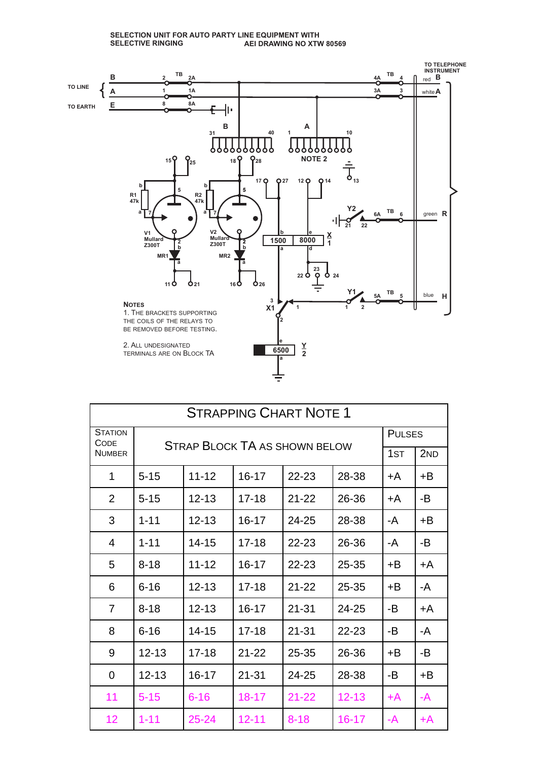SELECTION UNIT FOR AUTO PARTY LINE EQUIPMENT WITH SELECTIVE RINGING

AEI DRAWING NO XTW 80569

NOTES

1. THE BRACKETS SUPPORTING THE COILS OF THE RELAYS TO BE REMOVED BEFORE TESTING.

2. ALL UNDESIGNATED TERMINALS ARE ON BLOCK TA

| STRAPPING CHART NOTE 1 | | | | | | | |
|---|---|---|---|---|---|---|---|
| STATION CODE NUMBER | STRAP BLOCK TA AS SHOWN BELOW | | | | | PULSES | |
| | | | | | | 1ST | 2ND |
| 1 | 5-15 | 11-12 | 16-17 | 22-23 | 28-38 | +A | +B |
| 2 | 5-15 | 12-13 | 17-18 | 21-22 | 26-36 | +A | -B |
| 3 | 1-11 | 12-13 | 16-17 | 24-25 | 28-38 | -A | +B |
| 4 | 1-11 | 14-15 | 17-18 | 22-23 | 26-36 | -A | -B |
| 5 | 8-18 | 11-12 | 16-17 | 22-23 | 25-35 | +B | +A |
| 6 | 6-16 | 12-13 | 17-18 | 21-22 | 25-35 | +B | -A |
| 7 | 8-18 | 12-13 | 16-17 | 21-31 | 24-25 | -B | +A |
| 8 | 6-16 | 14-15 | 17-18 | 21-31 | 22-23 | -B | -A |
| 9 | 12-13 | 17-18 | 21-22 | 25-35 | 26-36 | +B | -B |
| 0 | 12-13 | 16-17 | 21-31 | 24-25 | 28-38 | -B | +B |
| 11 | 5-15 | 6-16 | 18-17 | 21-22 | 12-13 | +A | -A |
| 12 | 1-11 | 25-24 | 12-11 | 8-18 | 16-17 | -A | +A |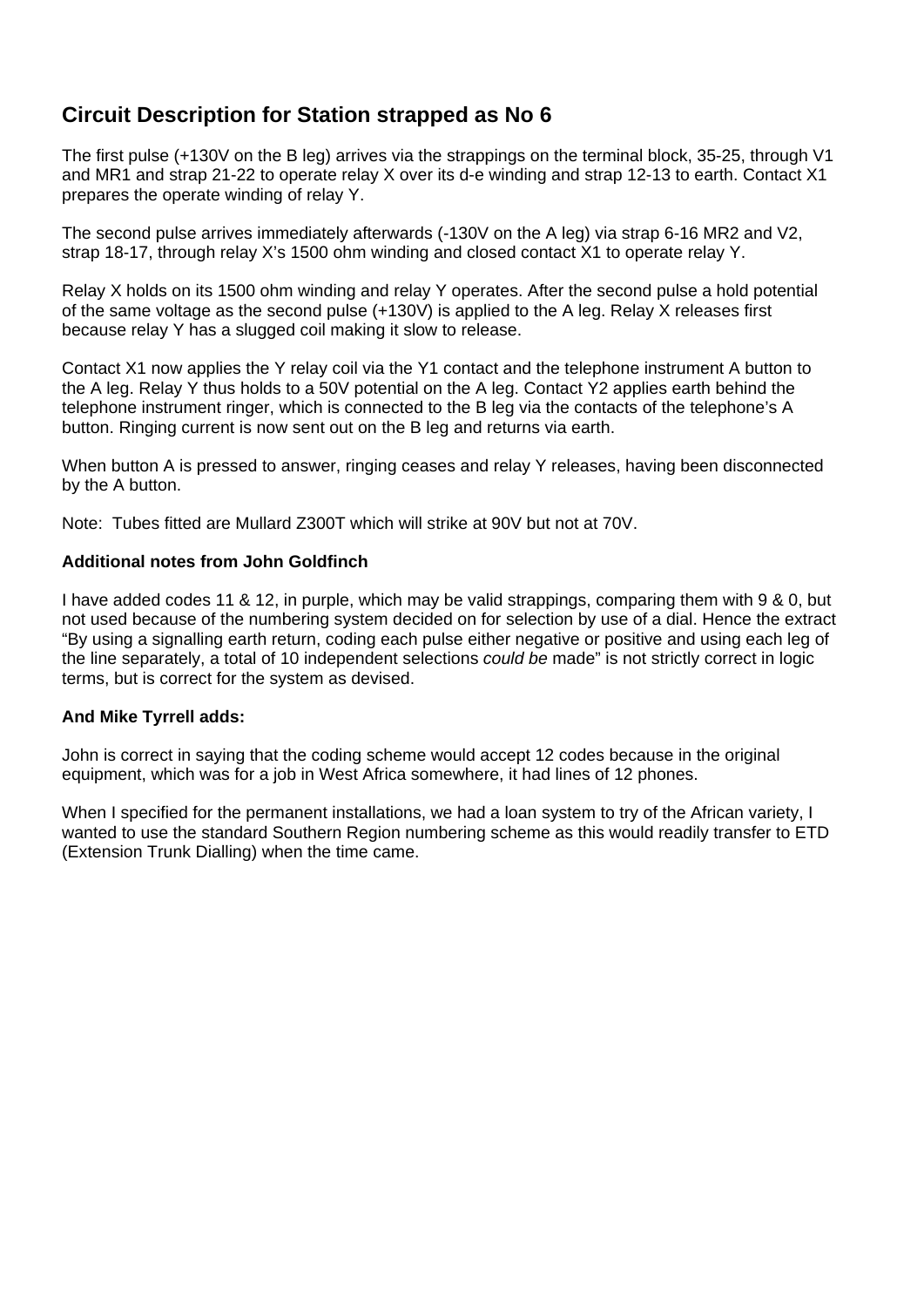## Circuit Description for Station strapped as No 6

The first pulse (+130V on the B leg) arrives via the strappings on the terminal block, 35-25, through V1 and MR1 and strap 21-22 to operate relay X over its d-e winding and strap 12-13 to earth. Contact X1 prepares the operate winding of relay Y.

The second pulse arrives immediately afterwards (-130V on the A leg) via strap 6-16 MR2 and V2, strap 18-17, through relay X's 1500 ohm winding and closed contact X1 to operate relay Y.

Relay X holds on its 1500 ohm winding and relay Y operates. After the second pulse a hold potential of the same voltage as the second pulse (+130V) is applied to the A leg. Relay X releases first because relay Y has a slugged coil making it slow to release.

Contact X1 now applies the Y relay coil via the Y1 contact and the telephone instrument A button to the A leg. Relay Y thus holds to a 50V potential on the A leg. Contact Y2 applies earth behind the telephone instrument ringer, which is connected to the B leg via the contacts of the telephone's A button. Ringing current is now sent out on the B leg and returns via earth.

When button A is pressed to answer, ringing ceases and relay Y releases, having been disconnected by the A button.

Note: Tubes fitted are Mullard Z300T which will strike at 90V but not at 70V.

### Additional notes from John Goldfinch

I have added codes 11 & 12, in purple, which may be valid strappings, comparing them with 9 & 0, but not used because of the numbering system decided on for selection by use of a dial. Hence the extract "By using a signalling earth return, coding each pulse either negative or positive and using each leg of the line separately, a total of 10 independent selections *could be* made" is not strictly correct in logic terms, but is correct for the system as devised.

### And Mike Tyrrell adds:

John is correct in saying that the coding scheme would accept 12 codes because in the original equipment, which was for a job in West Africa somewhere, it had lines of 12 phones.

When I specified for the permanent installations, we had a loan system to try of the African variety, I wanted to use the standard Southern Region numbering scheme as this would readily transfer to ETD (Extension Trunk Dialling) when the time came.